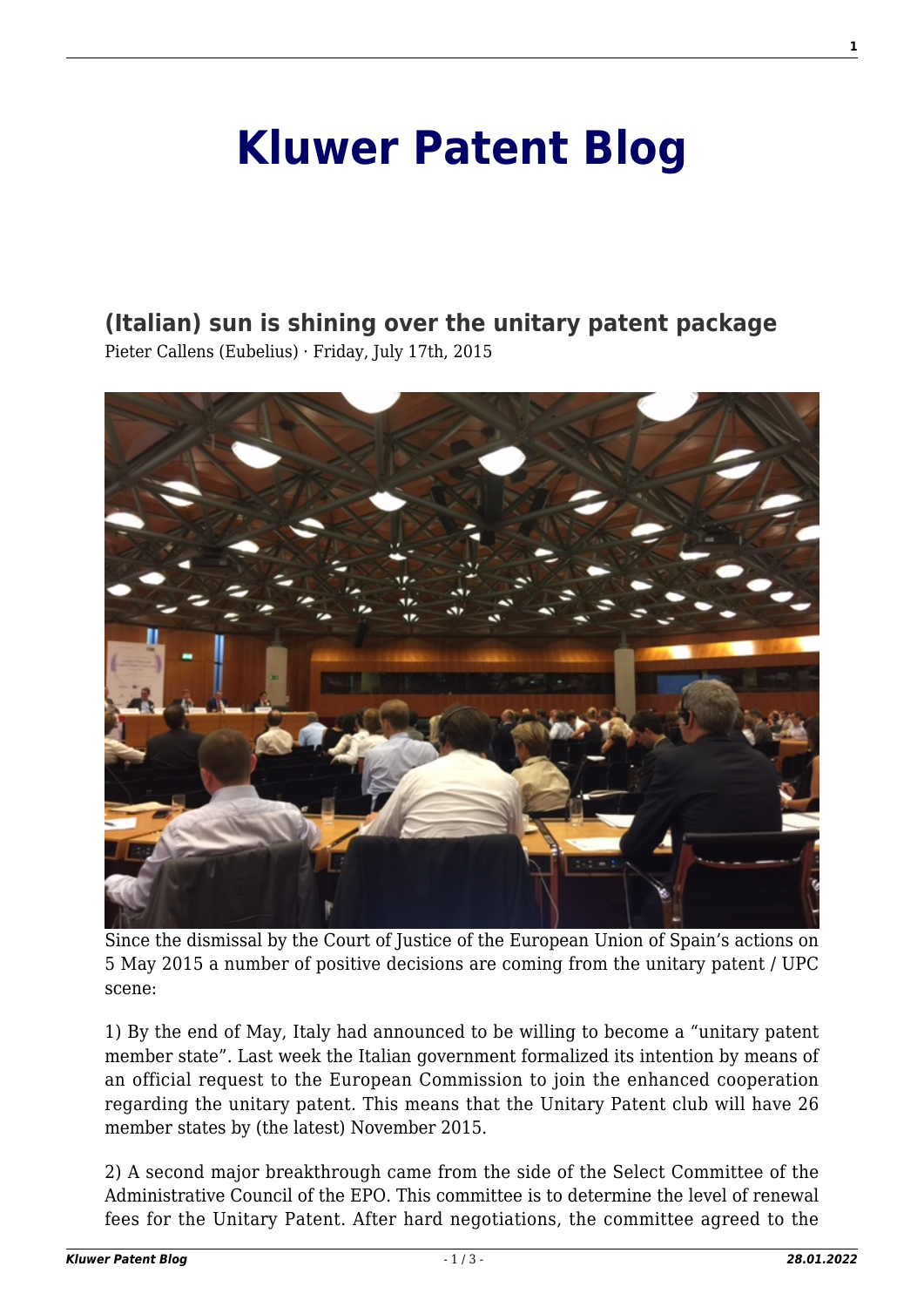# Kluwer Patent Blog

## (Italian) sun is shining over the unitary patent package

Pieter Callens (Eubelius) · Friday, July 17th, 2015

Since the dismissal by the Court of Justice of the European Union of Spain's actions on 5 May 2015 a number of positive decisions are coming from the unitary patent / UPC scene:

1) By the end of May, Italy had announced to be willing to become a "unitary patent member state". Last week the Italian government formalized its intention by means of an official request to the European Commission to join the enhanced cooperation regarding the unitary patent. This means that the Unitary Patent club will have 26 member states by (the latest) November 2015.

2) A second major breakthrough came from the side of the Select Committee of the Administrative Council of the EPO. This committee is to determine the level of renewal fees for the Unitary Patent. After hard negotiations, the committee agreed to the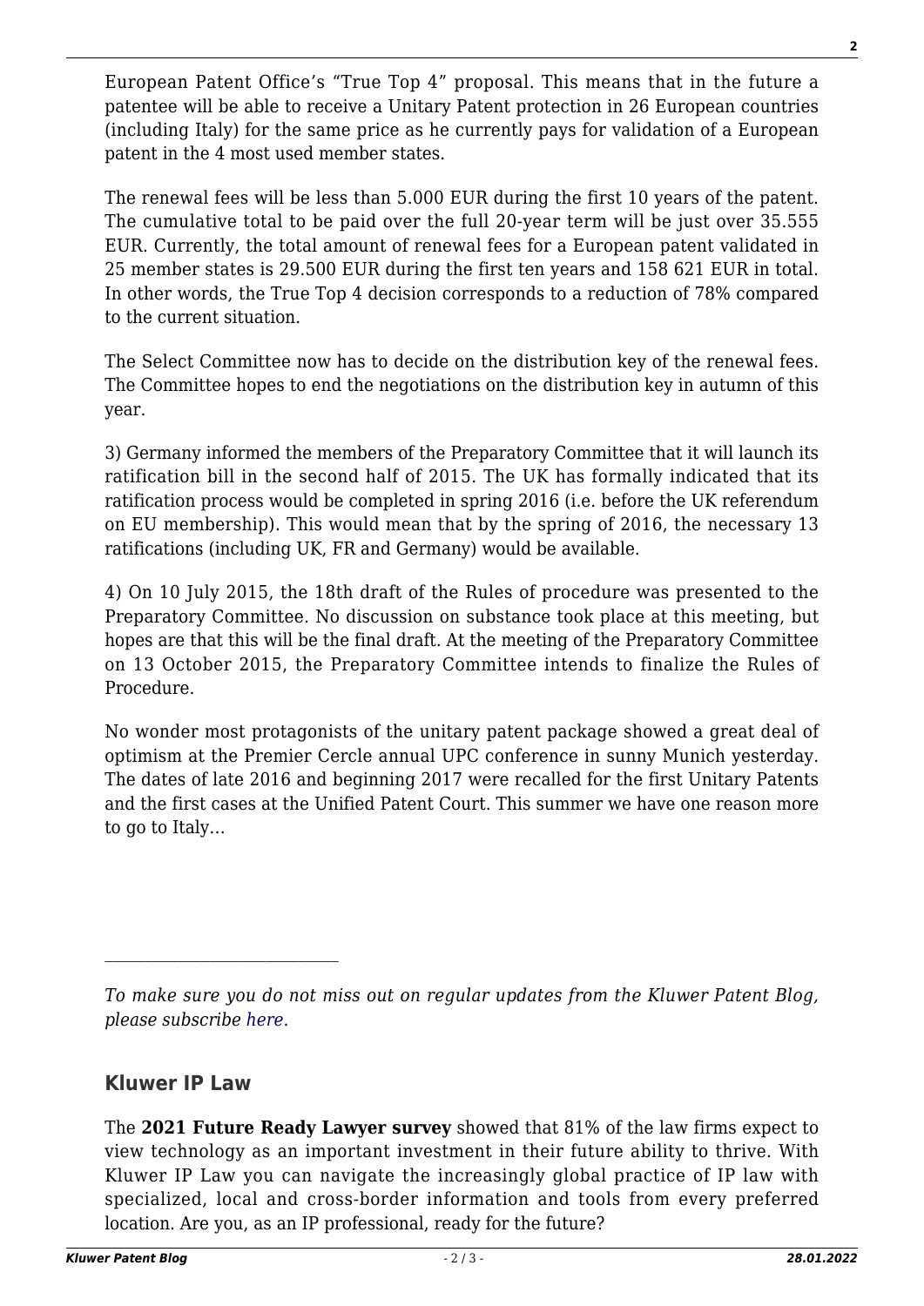European Patent Office's "True Top 4" proposal. This means that in the future a patentee will be able to receive a Unitary Patent protection in 26 European countries (including Italy) for the same price as he currently pays for validation of a European patent in the 4 most used member states.

The renewal fees will be less than 5.000 EUR during the first 10 years of the patent. The cumulative total to be paid over the full 20-year term will be just over 35.555 EUR. Currently, the total amount of renewal fees for a European patent validated in 25 member states is 29.500 EUR during the first ten years and 158 621 EUR in total. In other words, the True Top 4 decision corresponds to a reduction of 78% compared to the current situation.

The Select Committee now has to decide on the distribution key of the renewal fees. The Committee hopes to end the negotiations on the distribution key in autumn of this year.

3) Germany informed the members of the Preparatory Committee that it will launch its ratification bill in the second half of 2015. The UK has formally indicated that its ratification process would be completed in spring 2016 (i.e. before the UK referendum on EU membership). This would mean that by the spring of 2016, the necessary 13 ratifications (including UK, FR and Germany) would be available.

4) On 10 July 2015, the 18th draft of the Rules of procedure was presented to the Preparatory Committee. No discussion on substance took place at this meeting, but hopes are that this will be the final draft. At the meeting of the Preparatory Committee on 13 October 2015, the Preparatory Committee intends to finalize the Rules of Procedure.

No wonder most protagonists of the unitary patent package showed a great deal of optimism at the Premier Cercle annual UPC conference in sunny Munich yesterday. The dates of late 2016 and beginning 2017 were recalled for the first Unitary Patents and the first cases at the Unified Patent Court. This summer we have one reason more to go to Italy…

---

*To make sure you do not miss out on regular updates from the Kluwer Patent Blog, please subscribe here.*

## Kluwer IP Law

The **2021 Future Ready Lawyer survey** showed that 81% of the law firms expect to view technology as an important investment in their future ability to thrive. With Kluwer IP Law you can navigate the increasingly global practice of IP law with specialized, local and cross-border information and tools from every preferred location. Are you, as an IP professional, ready for the future?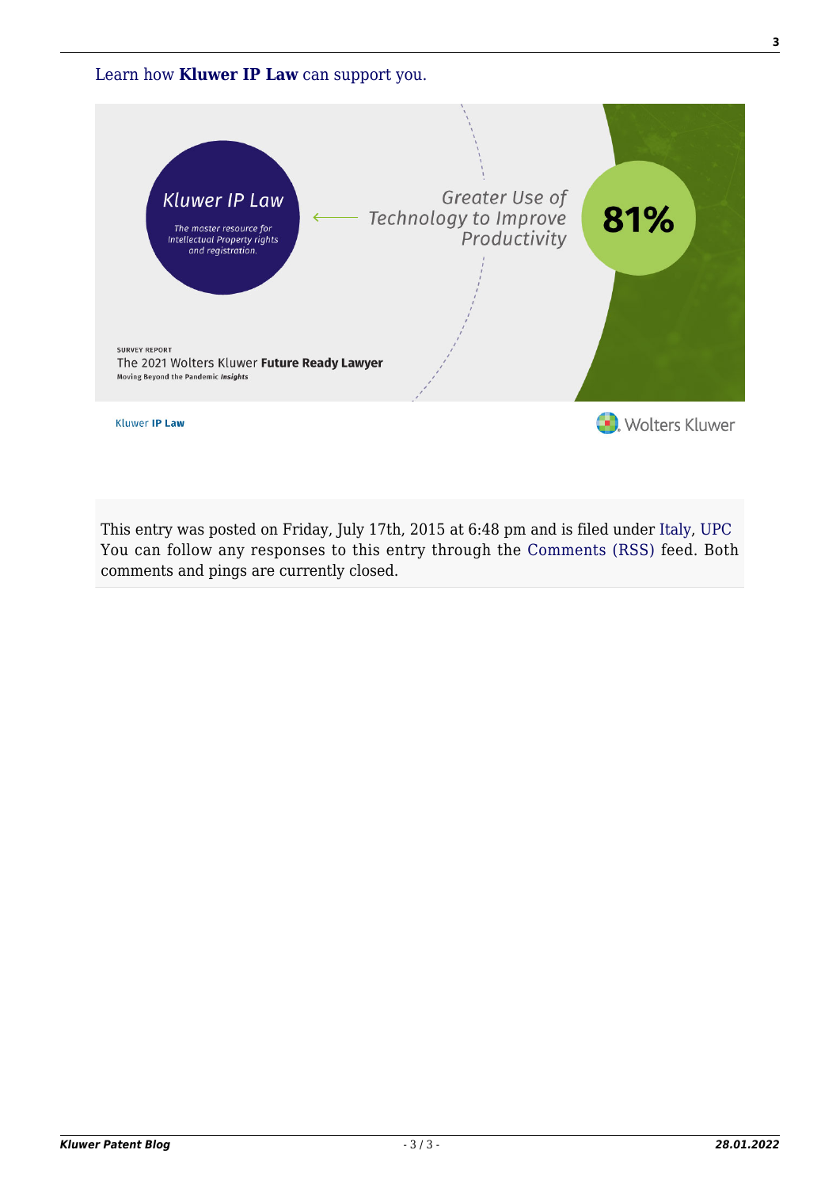Learn how **Kluwer IP Law** can support you.

Kluwer IP Law

The master resource for Intellectual Property rights and registration.

Greater Use of Technology to Improve Productivity

81%

SURVEY REPORT

The 2021 Wolters Kluwer **Future Ready Lawyer**

Moving Beyond the Pandemic *Insights*

Kluwer **IP Law**

Wolters Kluwer

This entry was posted on Friday, July 17th, 2015 at 6:48 pm and is filed under Italy, UPC
You can follow any responses to this entry through the Comments (RSS) feed. Both comments and pings are currently closed.